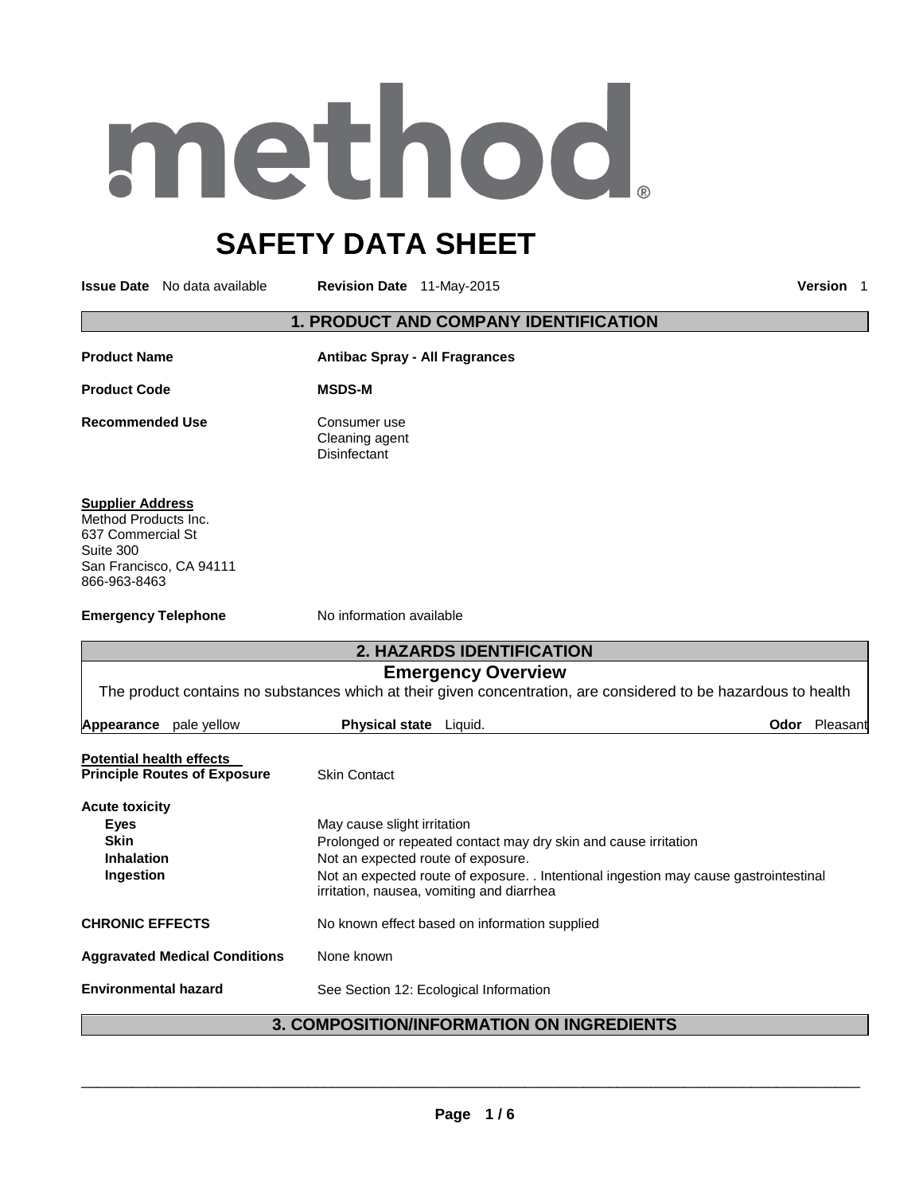method®

# SAFETY DATA SHEET

**Issue Date** No data available **Revision Date** 11-May-2015 **Version** 1

## 1. PRODUCT AND COMPANY IDENTIFICATION

**Product Name** **Antibac Spray - All Fragrances**

**Product Code** **MSDS-M**

**Recommended Use**
Consumer use
Cleaning agent
Disinfectant

**Supplier Address**
Method Products Inc.
637 Commercial St
Suite 300
San Francisco, CA 94111
866-963-8463

**Emergency Telephone** No information available

## 2. HAZARDS IDENTIFICATION

### Emergency Overview

The product contains no substances which at their given concentration, are considered to be hazardous to health

**Appearance** pale yellow **Physical state** Liquid. **Odor** Pleasant

**Potential health effects**
**Principle Routes of Exposure** Skin Contact

**Acute toxicity**

**Eyes** May cause slight irritation
**Skin** Prolonged or repeated contact may dry skin and cause irritation
**Inhalation** Not an expected route of exposure.
**Ingestion** Not an expected route of exposure. . Intentional ingestion may cause gastrointestinal irritation, nausea, vomiting and diarrhea

**CHRONIC EFFECTS** No known effect based on information supplied

**Aggravated Medical Conditions** None known

**Environmental hazard** See Section 12: Ecological Information

## 3. COMPOSITION/INFORMATION ON INGREDIENTS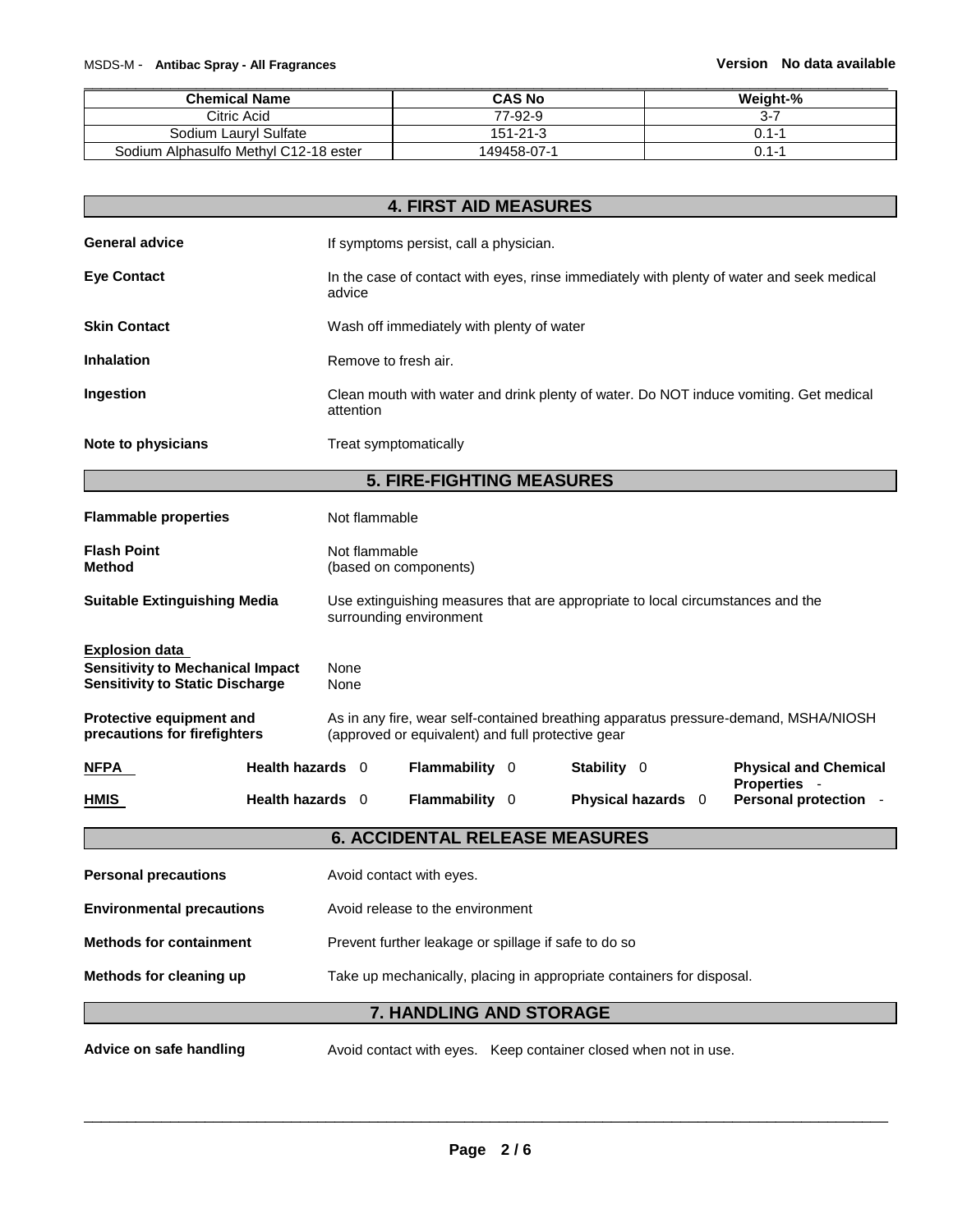| Chemical Name | CAS No | Weight-% |
|---|---|---|
| Citric Acid | 77-92-9 | 3-7 |
| Sodium Lauryl Sulfate | 151-21-3 | 0.1-1 |
| Sodium Alphasulfo Methyl C12-18 ester | 149458-07-1 | 0.1-1 |

## 4. FIRST AID MEASURES

**General advice** If symptoms persist, call a physician.

**Eye Contact** In the case of contact with eyes, rinse immediately with plenty of water and seek medical advice

**Skin Contact** Wash off immediately with plenty of water

**Inhalation** Remove to fresh air.

**Ingestion** Clean mouth with water and drink plenty of water. Do NOT induce vomiting. Get medical attention

**Note to physicians** Treat symptomatically

## 5. FIRE-FIGHTING MEASURES

**Flammable properties** Not flammable

**Flash Point** Not flammable
**Method** (based on components)

**Suitable Extinguishing Media** Use extinguishing measures that are appropriate to local circumstances and the surrounding environment

**Explosion data**
**Sensitivity to Mechanical Impact** None
**Sensitivity to Static Discharge** None

**Protective equipment and precautions for firefighters** As in any fire, wear self-contained breathing apparatus pressure-demand, MSHA/NIOSH (approved or equivalent) and full protective gear

| | | | | |
|---|---|---|---|---|
| **NFPA** | **Health hazards** 0 | **Flammability** 0 | **Stability** 0 | **Physical and Chemical Properties** - |
| **HMIS** | **Health hazards** 0 | **Flammability** 0 | **Physical hazards** 0 | **Personal protection** - |

## 6. ACCIDENTAL RELEASE MEASURES

**Personal precautions** Avoid contact with eyes.

**Environmental precautions** Avoid release to the environment

**Methods for containment** Prevent further leakage or spillage if safe to do so

**Methods for cleaning up** Take up mechanically, placing in appropriate containers for disposal.

## 7. HANDLING AND STORAGE

**Advice on safe handling** Avoid contact with eyes. Keep container closed when not in use.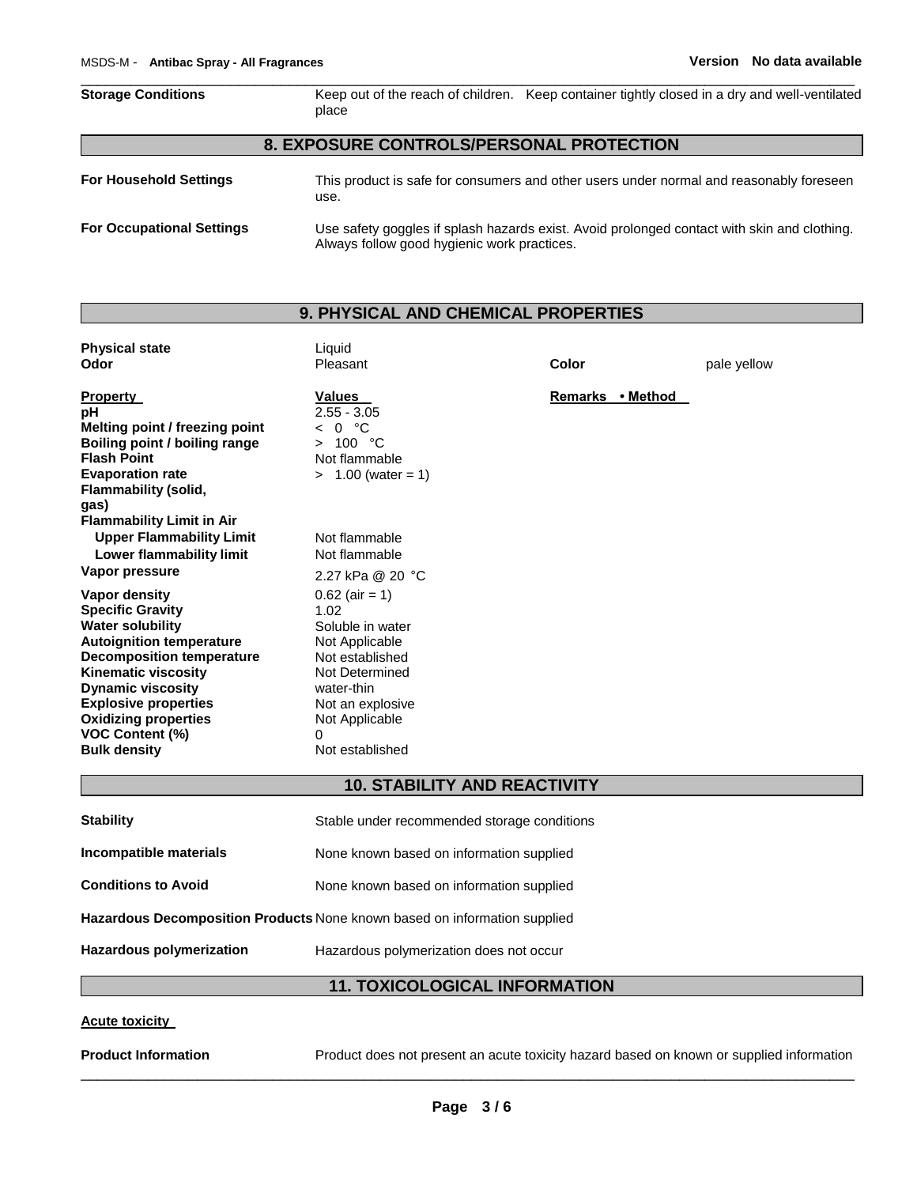| | |
|---|---|
| **Storage Conditions** | Keep out of the reach of children. Keep container tightly closed in a dry and well-ventilated place |

## 8. EXPOSURE CONTROLS/PERSONAL PROTECTION

| | |
|---|---|
| **For Household Settings** | This product is safe for consumers and other users under normal and reasonably foreseen use. |
| **For Occupational Settings** | Use safety goggles if splash hazards exist. Avoid prolonged contact with skin and clothing. Always follow good hygienic work practices. |

## 9. PHYSICAL AND CHEMICAL PROPERTIES

| | | | |
|---|---|---|---|
| **Physical state** | Liquid | | |
| **Odor** | Pleasant | **Color** | pale yellow |

| **Property** | **Values** | **Remarks • Method** |
|---|---|---|
| **pH** | 2.55 - 3.05 | |
| **Melting point / freezing point** | < 0 °C | |
| **Boiling point / boiling range** | > 100 °C | |
| **Flash Point** | Not flammable | |
| **Evaporation rate** | > 1.00 (water = 1) | |
| **Flammability (solid, gas)** | | |
| **Flammability Limit in Air** | | |
| **Upper Flammability Limit** | Not flammable | |
| **Lower flammability limit** | Not flammable | |
| **Vapor pressure** | 2.27 kPa @ 20 °C | |
| **Vapor density** | 0.62 (air = 1) | |
| **Specific Gravity** | 1.02 | |
| **Water solubility** | Soluble in water | |
| **Autoignition temperature** | Not Applicable | |
| **Decomposition temperature** | Not established | |
| **Kinematic viscosity** | Not Determined | |
| **Dynamic viscosity** | water-thin | |
| **Explosive properties** | Not an explosive | |
| **Oxidizing properties** | Not Applicable | |
| **VOC Content (%)** | 0 | |
| **Bulk density** | Not established | |

## 10. STABILITY AND REACTIVITY

| | |
|---|---|
| **Stability** | Stable under recommended storage conditions |
| **Incompatible materials** | None known based on information supplied |
| **Conditions to Avoid** | None known based on information supplied |
| **Hazardous Decomposition Products** | None known based on information supplied |
| **Hazardous polymerization** | Hazardous polymerization does not occur |

## 11. TOXICOLOGICAL INFORMATION

**Acute toxicity**

| | |
|---|---|
| **Product Information** | Product does not present an acute toxicity hazard based on known or supplied information |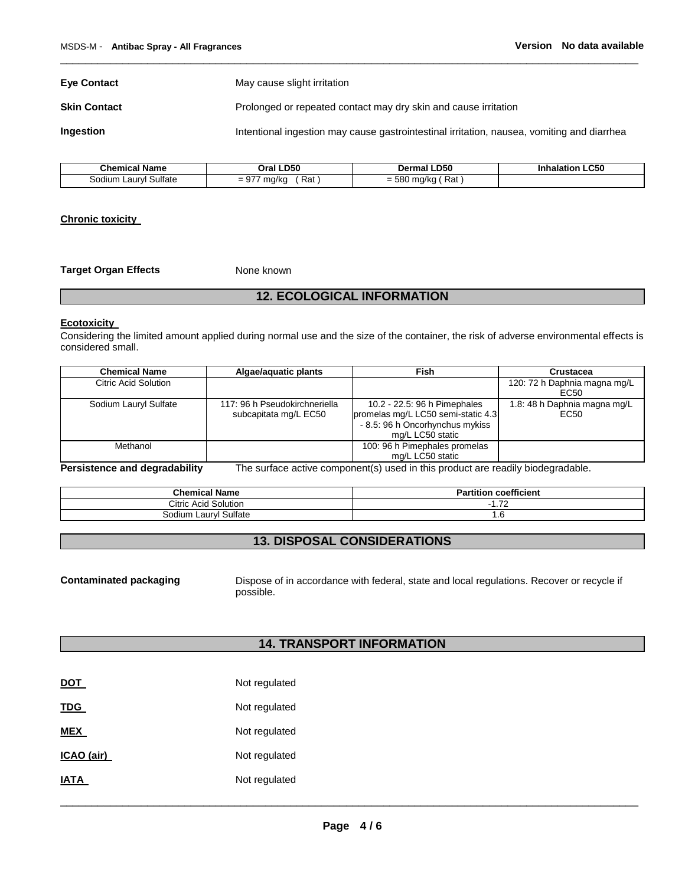**Eye Contact** May cause slight irritation

**Skin Contact** Prolonged or repeated contact may dry skin and cause irritation

**Ingestion** Intentional ingestion may cause gastrointestinal irritation, nausea, vomiting and diarrhea

| Chemical Name | Oral LD50 | Dermal LD50 | Inhalation LC50 |
|---|---|---|---|
| Sodium Lauryl Sulfate | = 977 mg/kg ( Rat ) | = 580 mg/kg ( Rat ) | |

**Chronic toxicity**

**Target Organ Effects** None known

## 12. ECOLOGICAL INFORMATION

**Ecotoxicity**

Considering the limited amount applied during normal use and the size of the container, the risk of adverse environmental effects is considered small.

| Chemical Name | Algae/aquatic plants | Fish | Crustacea |
|---|---|---|---|
| Citric Acid Solution | | | 120: 72 h Daphnia magna mg/L EC50 |
| Sodium Lauryl Sulfate | 117: 96 h Pseudokirchneriella subcapitata mg/L EC50 | 10.2 - 22.5: 96 h Pimephales promelas mg/L LC50 semi-static 4.3 - 8.5: 96 h Oncorhynchus mykiss mg/L LC50 static | 1.8: 48 h Daphnia magna mg/L EC50 |
| Methanol | | 100: 96 h Pimephales promelas mg/L LC50 static | |

**Persistence and degradability** The surface active component(s) used in this product are readily biodegradable.

| Chemical Name | Partition coefficient |
|---|---|
| Citric Acid Solution | -1.72 |
| Sodium Lauryl Sulfate | 1.6 |

## 13. DISPOSAL CONSIDERATIONS

**Contaminated packaging** Dispose of in accordance with federal, state and local regulations. Recover or recycle if possible.

## 14. TRANSPORT INFORMATION

**DOT** Not regulated

**TDG** Not regulated

**MEX** Not regulated

**ICAO (air)** Not regulated

**IATA** Not regulated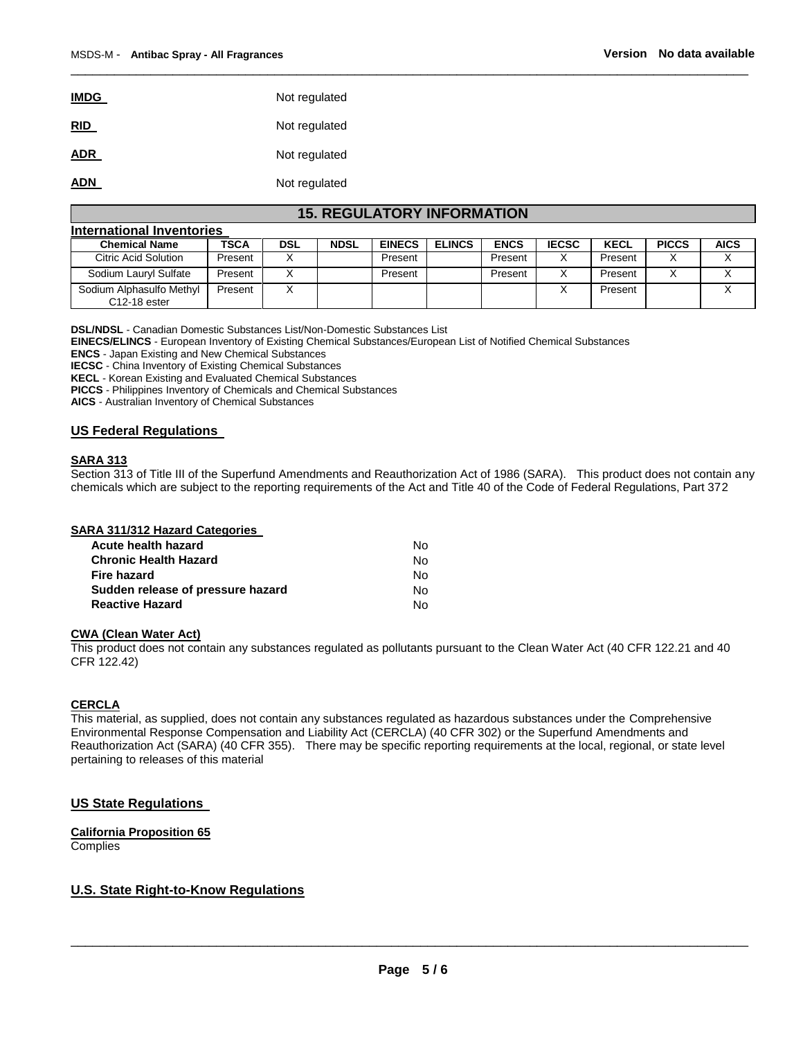**IMDG** Not regulated

**RID** Not regulated

**ADR** Not regulated

**ADN** Not regulated

## 15. REGULATORY INFORMATION

### International Inventories

| Chemical Name | TSCA | DSL | NDSL | EINECS | ELINCS | ENCS | IECSC | KECL | PICCS | AICS |
|---|---|---|---|---|---|---|---|---|---|---|
| Citric Acid Solution | Present | X | | Present | | Present | X | Present | X | X |
| Sodium Lauryl Sulfate | Present | X | | Present | | Present | X | Present | X | X |
| Sodium Alphasulfo Methyl C12-18 ester | Present | X | | | | | X | Present | | X |

**DSL/NDSL** - Canadian Domestic Substances List/Non-Domestic Substances List
**EINECS/ELINCS** - European Inventory of Existing Chemical Substances/European List of Notified Chemical Substances
**ENCS** - Japan Existing and New Chemical Substances
**IECSC** - China Inventory of Existing Chemical Substances
**KECL** - Korean Existing and Evaluated Chemical Substances
**PICCS** - Philippines Inventory of Chemicals and Chemical Substances
**AICS** - Australian Inventory of Chemical Substances

### US Federal Regulations

**SARA 313**
Section 313 of Title III of the Superfund Amendments and Reauthorization Act of 1986 (SARA). This product does not contain any chemicals which are subject to the reporting requirements of the Act and Title 40 of the Code of Federal Regulations, Part 372

**SARA 311/312 Hazard Categories**

| | |
|---|---|
| **Acute health hazard** | No |
| **Chronic Health Hazard** | No |
| **Fire hazard** | No |
| **Sudden release of pressure hazard** | No |
| **Reactive Hazard** | No |

**CWA (Clean Water Act)**
This product does not contain any substances regulated as pollutants pursuant to the Clean Water Act (40 CFR 122.21 and 40 CFR 122.42)

**CERCLA**
This material, as supplied, does not contain any substances regulated as hazardous substances under the Comprehensive Environmental Response Compensation and Liability Act (CERCLA) (40 CFR 302) or the Superfund Amendments and Reauthorization Act (SARA) (40 CFR 355). There may be specific reporting requirements at the local, regional, or state level pertaining to releases of this material

### US State Regulations

**California Proposition 65**
Complies

### U.S. State Right-to-Know Regulations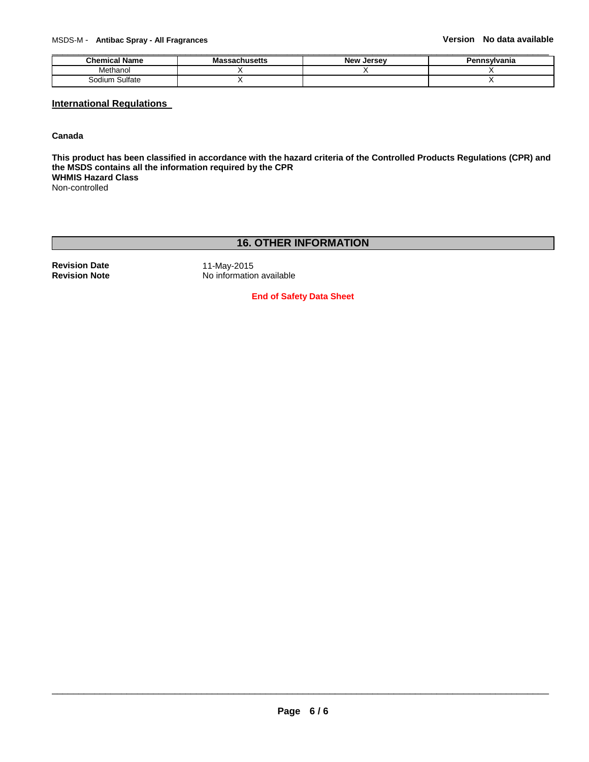| Chemical Name | Massachusetts | New Jersey | Pennsylvania |
| --- | --- | --- | --- |
| Methanol | X | X | X |
| Sodium Sulfate | X | | X |

## International Regulations

**Canada**

**This product has been classified in accordance with the hazard criteria of the Controlled Products Regulations (CPR) and the MSDS contains all the information required by the CPR**

**WHMIS Hazard Class**

Non-controlled

## 16. OTHER INFORMATION

**Revision Date** 11-May-2015

**Revision Note** No information available

**End of Safety Data Sheet**